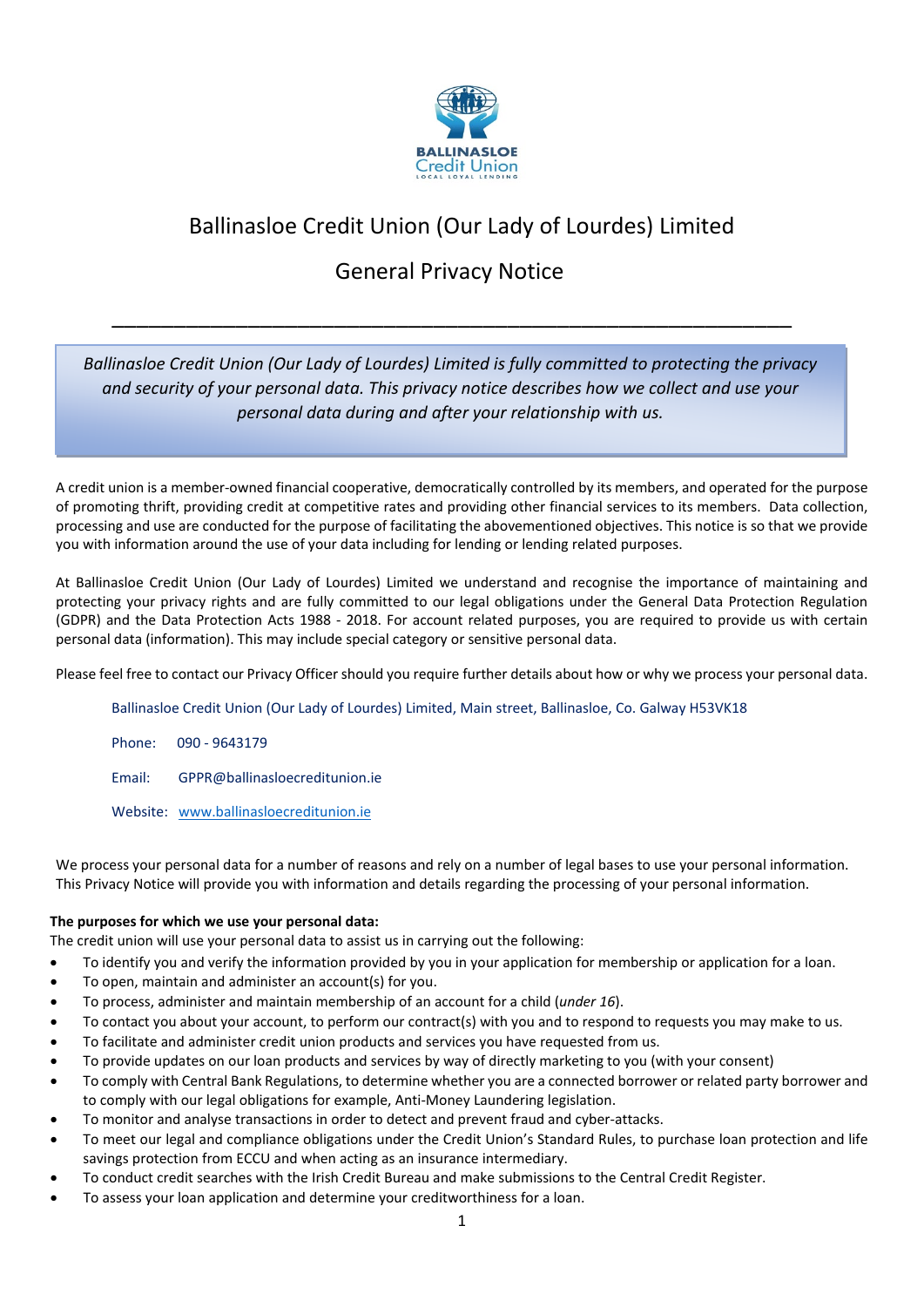# Ballinasloe Credit Union (Our Lady of Lourdes) Limited

## General Privacy Notice

---

*Ballinasloe Credit Union (Our Lady of Lourdes) Limited is fully committed to protecting the privacy and security of your personal data. This privacy notice describes how we collect and use your personal data during and after your relationship with us.*

A credit union is a member-owned financial cooperative, democratically controlled by its members, and operated for the purpose of promoting thrift, providing credit at competitive rates and providing other financial services to its members. Data collection, processing and use are conducted for the purpose of facilitating the abovementioned objectives. This notice is so that we provide you with information around the use of your data including for lending or lending related purposes.

At Ballinasloe Credit Union (Our Lady of Lourdes) Limited we understand and recognise the importance of maintaining and protecting your privacy rights and are fully committed to our legal obligations under the General Data Protection Regulation (GDPR) and the Data Protection Acts 1988 - 2018. For account related purposes, you are required to provide us with certain personal data (information). This may include special category or sensitive personal data.

Please feel free to contact our Privacy Officer should you require further details about how or why we process your personal data.

Ballinasloe Credit Union (Our Lady of Lourdes) Limited, Main street, Ballinasloe, Co. Galway H53VK18

Phone: 090 - 9643179

Email: GPPR@ballinasloecreditunion.ie

Website: www.ballinasloecreditunion.ie

We process your personal data for a number of reasons and rely on a number of legal bases to use your personal information. This Privacy Notice will provide you with information and details regarding the processing of your personal information.

**The purposes for which we use your personal data:**

The credit union will use your personal data to assist us in carrying out the following:

- To identify you and verify the information provided by you in your application for membership or application for a loan.
- To open, maintain and administer an account(s) for you.
- To process, administer and maintain membership of an account for a child (*under 16*).
- To contact you about your account, to perform our contract(s) with you and to respond to requests you may make to us.
- To facilitate and administer credit union products and services you have requested from us.
- To provide updates on our loan products and services by way of directly marketing to you (with your consent)
- To comply with Central Bank Regulations, to determine whether you are a connected borrower or related party borrower and to comply with our legal obligations for example, Anti-Money Laundering legislation.
- To monitor and analyse transactions in order to detect and prevent fraud and cyber-attacks.
- To meet our legal and compliance obligations under the Credit Union's Standard Rules, to purchase loan protection and life savings protection from ECCU and when acting as an insurance intermediary.
- To conduct credit searches with the Irish Credit Bureau and make submissions to the Central Credit Register.
- To assess your loan application and determine your creditworthiness for a loan.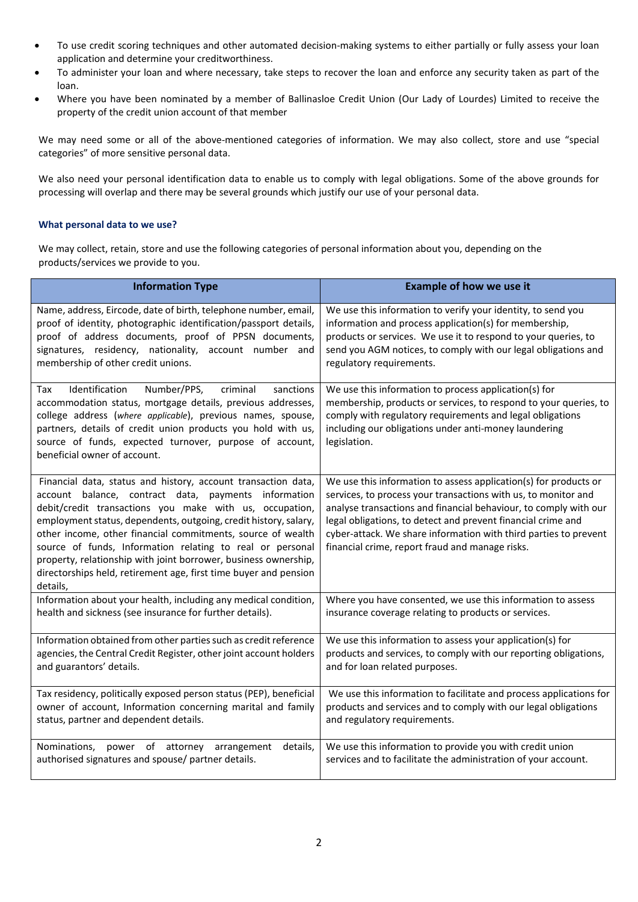- To use credit scoring techniques and other automated decision-making systems to either partially or fully assess your loan application and determine your creditworthiness.
- To administer your loan and where necessary, take steps to recover the loan and enforce any security taken as part of the loan.
- Where you have been nominated by a member of Ballinasloe Credit Union (Our Lady of Lourdes) Limited to receive the property of the credit union account of that member

We may need some or all of the above-mentioned categories of information. We may also collect, store and use "special categories" of more sensitive personal data.

We also need your personal identification data to enable us to comply with legal obligations. Some of the above grounds for processing will overlap and there may be several grounds which justify our use of your personal data.

#### What personal data to we use?

We may collect, retain, store and use the following categories of personal information about you, depending on the products/services we provide to you.

| Information Type | Example of how we use it |
| --- | --- |
| Name, address, Eircode, date of birth, telephone number, email, proof of identity, photographic identification/passport details, proof of address documents, proof of PPSN documents, signatures, residency, nationality, account number and membership of other credit unions. | We use this information to verify your identity, to send you information and process application(s) for membership, products or services. We use it to respond to your queries, to send you AGM notices, to comply with our legal obligations and regulatory requirements. |
| Tax Identification Number/PPS, criminal sanctions accommodation status, mortgage details, previous addresses, college address (*where applicable*), previous names, spouse, partners, details of credit union products you hold with us, source of funds, expected turnover, purpose of account, beneficial owner of account. | We use this information to process application(s) for membership, products or services, to respond to your queries, to comply with regulatory requirements and legal obligations including our obligations under anti-money laundering legislation. |
| Financial data, status and history, account transaction data, account balance, contract data, payments information debit/credit transactions you make with us, occupation, employment status, dependents, outgoing, credit history, salary, other income, other financial commitments, source of wealth source of funds, Information relating to real or personal property, relationship with joint borrower, business ownership, directorships held, retirement age, first time buyer and pension details, | We use this information to assess application(s) for products or services, to process your transactions with us, to monitor and analyse transactions and financial behaviour, to comply with our legal obligations, to detect and prevent financial crime and cyber-attack. We share information with third parties to prevent financial crime, report fraud and manage risks. |
| Information about your health, including any medical condition, health and sickness (see insurance for further details). | Where you have consented, we use this information to assess insurance coverage relating to products or services. |
| Information obtained from other parties such as credit reference agencies, the Central Credit Register, other joint account holders and guarantors' details. | We use this information to assess your application(s) for products and services, to comply with our reporting obligations, and for loan related purposes. |
| Tax residency, politically exposed person status (PEP), beneficial owner of account, Information concerning marital and family status, partner and dependent details. | We use this information to facilitate and process applications for products and services and to comply with our legal obligations and regulatory requirements. |
| Nominations, power of attorney arrangement details, authorised signatures and spouse/ partner details. | We use this information to provide you with credit union services and to facilitate the administration of your account. |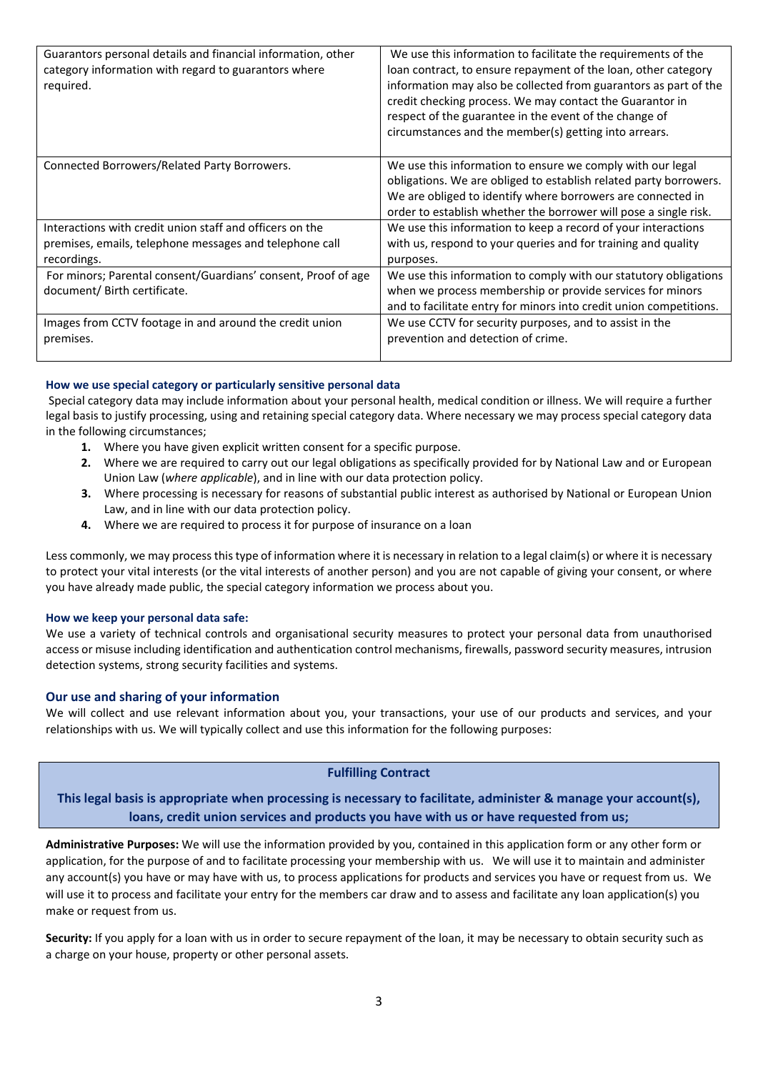| | |
|---|---|
| Guarantors personal details and financial information, other category information with regard to guarantors where required. | We use this information to facilitate the requirements of the loan contract, to ensure repayment of the loan, other category information may also be collected from guarantors as part of the credit checking process. We may contact the Guarantor in respect of the guarantee in the event of the change of circumstances and the member(s) getting into arrears. |
| Connected Borrowers/Related Party Borrowers. | We use this information to ensure we comply with our legal obligations. We are obliged to establish related party borrowers. We are obliged to identify where borrowers are connected in order to establish whether the borrower will pose a single risk. |
| Interactions with credit union staff and officers on the premises, emails, telephone messages and telephone call recordings. | We use this information to keep a record of your interactions with us, respond to your queries and for training and quality purposes. |
| For minors; Parental consent/Guardians' consent, Proof of age document/ Birth certificate. | We use this information to comply with our statutory obligations when we process membership or provide services for minors and to facilitate entry for minors into credit union competitions. |
| Images from CCTV footage in and around the credit union premises. | We use CCTV for security purposes, and to assist in the prevention and detection of crime. |

#### How we use special category or particularly sensitive personal data

Special category data may include information about your personal health, medical condition or illness. We will require a further legal basis to justify processing, using and retaining special category data. Where necessary we may process special category data in the following circumstances;

1. Where you have given explicit written consent for a specific purpose.
2. Where we are required to carry out our legal obligations as specifically provided for by National Law and or European Union Law (*where applicable*), and in line with our data protection policy.
3. Where processing is necessary for reasons of substantial public interest as authorised by National or European Union Law, and in line with our data protection policy.
4. Where we are required to process it for purpose of insurance on a loan

Less commonly, we may process this type of information where it is necessary in relation to a legal claim(s) or where it is necessary to protect your vital interests (or the vital interests of another person) and you are not capable of giving your consent, or where you have already made public, the special category information we process about you.

#### How we keep your personal data safe:

We use a variety of technical controls and organisational security measures to protect your personal data from unauthorised access or misuse including identification and authentication control mechanisms, firewalls, password security measures, intrusion detection systems, strong security facilities and systems.

### Our use and sharing of your information

We will collect and use relevant information about you, your transactions, your use of our products and services, and your relationships with us. We will typically collect and use this information for the following purposes:

**Fulfilling Contract**

**This legal basis is appropriate when processing is necessary to facilitate, administer & manage your account(s), loans, credit union services and products you have with us or have requested from us;**

**Administrative Purposes:** We will use the information provided by you, contained in this application form or any other form or application, for the purpose of and to facilitate processing your membership with us. We will use it to maintain and administer any account(s) you have or may have with us, to process applications for products and services you have or request from us. We will use it to process and facilitate your entry for the members car draw and to assess and facilitate any loan application(s) you make or request from us.

**Security:** If you apply for a loan with us in order to secure repayment of the loan, it may be necessary to obtain security such as a charge on your house, property or other personal assets.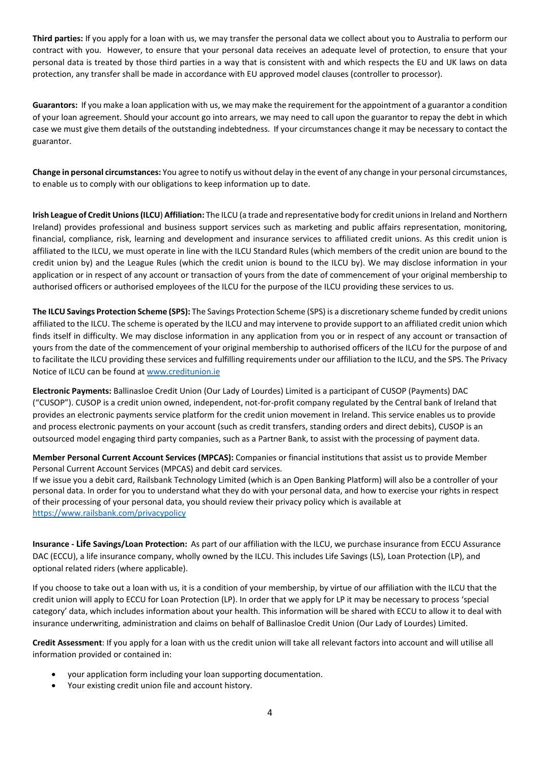**Third parties:** If you apply for a loan with us, we may transfer the personal data we collect about you to Australia to perform our contract with you. However, to ensure that your personal data receives an adequate level of protection, to ensure that your personal data is treated by those third parties in a way that is consistent with and which respects the EU and UK laws on data protection, any transfer shall be made in accordance with EU approved model clauses (controller to processor).

**Guarantors:** If you make a loan application with us, we may make the requirement for the appointment of a guarantor a condition of your loan agreement. Should your account go into arrears, we may need to call upon the guarantor to repay the debt in which case we must give them details of the outstanding indebtedness. If your circumstances change it may be necessary to contact the guarantor.

**Change in personal circumstances:** You agree to notify us without delay in the event of any change in your personal circumstances, to enable us to comply with our obligations to keep information up to date.

**Irish League of Credit Unions (ILCU) Affiliation:** The ILCU (a trade and representative body for credit unions in Ireland and Northern Ireland) provides professional and business support services such as marketing and public affairs representation, monitoring, financial, compliance, risk, learning and development and insurance services to affiliated credit unions. As this credit union is affiliated to the ILCU, we must operate in line with the ILCU Standard Rules (which members of the credit union are bound to the credit union by) and the League Rules (which the credit union is bound to the ILCU by). We may disclose information in your application or in respect of any account or transaction of yours from the date of commencement of your original membership to authorised officers or authorised employees of the ILCU for the purpose of the ILCU providing these services to us.

**The ILCU Savings Protection Scheme (SPS):** The Savings Protection Scheme (SPS) is a discretionary scheme funded by credit unions affiliated to the ILCU. The scheme is operated by the ILCU and may intervene to provide support to an affiliated credit union which finds itself in difficulty. We may disclose information in any application from you or in respect of any account or transaction of yours from the date of the commencement of your original membership to authorised officers of the ILCU for the purpose of and to facilitate the ILCU providing these services and fulfilling requirements under our affiliation to the ILCU, and the SPS. The Privacy Notice of ILCU can be found at www.creditunion.ie

**Electronic Payments:** Ballinasloe Credit Union (Our Lady of Lourdes) Limited is a participant of CUSOP (Payments) DAC ("CUSOP"). CUSOP is a credit union owned, independent, not-for-profit company regulated by the Central bank of Ireland that provides an electronic payments service platform for the credit union movement in Ireland. This service enables us to provide and process electronic payments on your account (such as credit transfers, standing orders and direct debits), CUSOP is an outsourced model engaging third party companies, such as a Partner Bank, to assist with the processing of payment data.

**Member Personal Current Account Services (MPCAS):** Companies or financial institutions that assist us to provide Member Personal Current Account Services (MPCAS) and debit card services.
If we issue you a debit card, Railsbank Technology Limited (which is an Open Banking Platform) will also be a controller of your personal data. In order for you to understand what they do with your personal data, and how to exercise your rights in respect of their processing of your personal data, you should review their privacy policy which is available at https://www.railsbank.com/privacypolicy

**Insurance - Life Savings/Loan Protection:** As part of our affiliation with the ILCU, we purchase insurance from ECCU Assurance DAC (ECCU), a life insurance company, wholly owned by the ILCU. This includes Life Savings (LS), Loan Protection (LP), and optional related riders (where applicable).

If you choose to take out a loan with us, it is a condition of your membership, by virtue of our affiliation with the ILCU that the credit union will apply to ECCU for Loan Protection (LP). In order that we apply for LP it may be necessary to process 'special category' data, which includes information about your health. This information will be shared with ECCU to allow it to deal with insurance underwriting, administration and claims on behalf of Ballinasloe Credit Union (Our Lady of Lourdes) Limited.

**Credit Assessment**: If you apply for a loan with us the credit union will take all relevant factors into account and will utilise all information provided or contained in:

- your application form including your loan supporting documentation.
- Your existing credit union file and account history.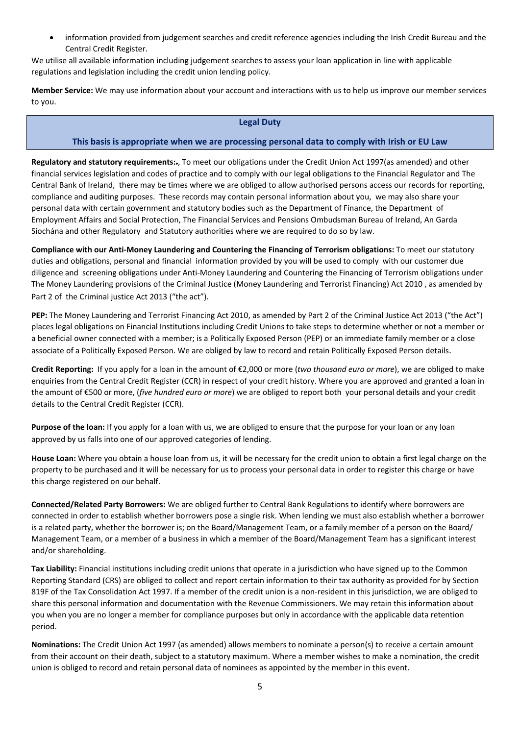- information provided from judgement searches and credit reference agencies including the Irish Credit Bureau and the Central Credit Register.

We utilise all available information including judgement searches to assess your loan application in line with applicable regulations and legislation including the credit union lending policy.

**Member Service:** We may use information about your account and interactions with us to help us improve our member services to you.

**Legal Duty**

**This basis is appropriate when we are processing personal data to comply with Irish or EU Law**

**Regulatory and statutory requirements:.**, To meet our obligations under the Credit Union Act 1997(as amended) and other financial services legislation and codes of practice and to comply with our legal obligations to the Financial Regulator and The Central Bank of Ireland, there may be times where we are obliged to allow authorised persons access our records for reporting, compliance and auditing purposes. These records may contain personal information about you, we may also share your personal data with certain government and statutory bodies such as the Department of Finance, the Department of Employment Affairs and Social Protection, The Financial Services and Pensions Ombudsman Bureau of Ireland, An Garda Síochána and other Regulatory and Statutory authorities where we are required to do so by law.

**Compliance with our Anti-Money Laundering and Countering the Financing of Terrorism obligations:** To meet our statutory duties and obligations, personal and financial information provided by you will be used to comply with our customer due diligence and screening obligations under Anti-Money Laundering and Countering the Financing of Terrorism obligations under The Money Laundering provisions of the Criminal Justice (Money Laundering and Terrorist Financing) Act 2010 , as amended by Part 2 of the Criminal justice Act 2013 ("the act").

**PEP:** The Money Laundering and Terrorist Financing Act 2010, as amended by Part 2 of the Criminal Justice Act 2013 ("the Act") places legal obligations on Financial Institutions including Credit Unions to take steps to determine whether or not a member or a beneficial owner connected with a member; is a Politically Exposed Person (PEP) or an immediate family member or a close associate of a Politically Exposed Person. We are obliged by law to record and retain Politically Exposed Person details.

**Credit Reporting:** If you apply for a loan in the amount of €2,000 or more (*two thousand euro or more*), we are obliged to make enquiries from the Central Credit Register (CCR) in respect of your credit history. Where you are approved and granted a loan in the amount of €500 or more, (*five hundred euro or more*) we are obliged to report both your personal details and your credit details to the Central Credit Register (CCR).

**Purpose of the loan:** If you apply for a loan with us, we are obliged to ensure that the purpose for your loan or any loan approved by us falls into one of our approved categories of lending.

**House Loan:** Where you obtain a house loan from us, it will be necessary for the credit union to obtain a first legal charge on the property to be purchased and it will be necessary for us to process your personal data in order to register this charge or have this charge registered on our behalf.

**Connected/Related Party Borrowers:** We are obliged further to Central Bank Regulations to identify where borrowers are connected in order to establish whether borrowers pose a single risk. When lending we must also establish whether a borrower is a related party, whether the borrower is; on the Board/Management Team, or a family member of a person on the Board/ Management Team, or a member of a business in which a member of the Board/Management Team has a significant interest and/or shareholding.

**Tax Liability:** Financial institutions including credit unions that operate in a jurisdiction who have signed up to the Common Reporting Standard (CRS) are obliged to collect and report certain information to their tax authority as provided for by Section 819F of the Tax Consolidation Act 1997. If a member of the credit union is a non-resident in this jurisdiction, we are obliged to share this personal information and documentation with the Revenue Commissioners. We may retain this information about you when you are no longer a member for compliance purposes but only in accordance with the applicable data retention period.

**Nominations:** The Credit Union Act 1997 (as amended) allows members to nominate a person(s) to receive a certain amount from their account on their death, subject to a statutory maximum. Where a member wishes to make a nomination, the credit union is obliged to record and retain personal data of nominees as appointed by the member in this event.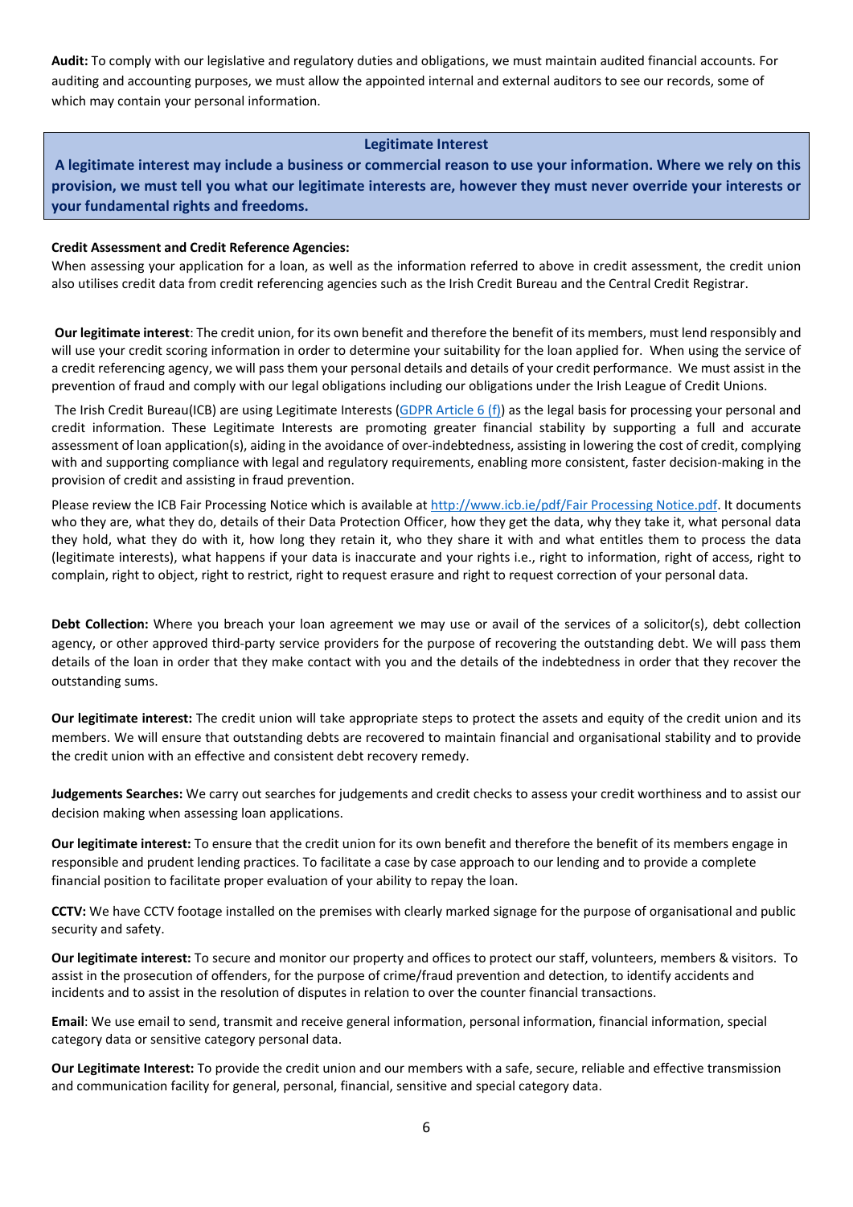**Audit:** To comply with our legislative and regulatory duties and obligations, we must maintain audited financial accounts. For auditing and accounting purposes, we must allow the appointed internal and external auditors to see our records, some of which may contain your personal information.

**Legitimate Interest**

**A legitimate interest may include a business or commercial reason to use your information. Where we rely on this provision, we must tell you what our legitimate interests are, however they must never override your interests or your fundamental rights and freedoms.**

**Credit Assessment and Credit Reference Agencies:**
When assessing your application for a loan, as well as the information referred to above in credit assessment, the credit union also utilises credit data from credit referencing agencies such as the Irish Credit Bureau and the Central Credit Registrar.

**Our legitimate interest**: The credit union, for its own benefit and therefore the benefit of its members, must lend responsibly and will use your credit scoring information in order to determine your suitability for the loan applied for. When using the service of a credit referencing agency, we will pass them your personal details and details of your credit performance. We must assist in the prevention of fraud and comply with our legal obligations including our obligations under the Irish League of Credit Unions.

The Irish Credit Bureau(ICB) are using Legitimate Interests (GDPR Article 6 (f)) as the legal basis for processing your personal and credit information. These Legitimate Interests are promoting greater financial stability by supporting a full and accurate assessment of loan application(s), aiding in the avoidance of over-indebtedness, assisting in lowering the cost of credit, complying with and supporting compliance with legal and regulatory requirements, enabling more consistent, faster decision-making in the provision of credit and assisting in fraud prevention.

Please review the ICB Fair Processing Notice which is available at http://www.icb.ie/pdf/Fair Processing Notice.pdf. It documents who they are, what they do, details of their Data Protection Officer, how they get the data, why they take it, what personal data they hold, what they do with it, how long they retain it, who they share it with and what entitles them to process the data (legitimate interests), what happens if your data is inaccurate and your rights i.e., right to information, right of access, right to complain, right to object, right to restrict, right to request erasure and right to request correction of your personal data.

**Debt Collection:** Where you breach your loan agreement we may use or avail of the services of a solicitor(s), debt collection agency, or other approved third-party service providers for the purpose of recovering the outstanding debt. We will pass them details of the loan in order that they make contact with you and the details of the indebtedness in order that they recover the outstanding sums.

**Our legitimate interest:** The credit union will take appropriate steps to protect the assets and equity of the credit union and its members. We will ensure that outstanding debts are recovered to maintain financial and organisational stability and to provide the credit union with an effective and consistent debt recovery remedy.

**Judgements Searches:** We carry out searches for judgements and credit checks to assess your credit worthiness and to assist our decision making when assessing loan applications.

**Our legitimate interest:** To ensure that the credit union for its own benefit and therefore the benefit of its members engage in responsible and prudent lending practices. To facilitate a case by case approach to our lending and to provide a complete financial position to facilitate proper evaluation of your ability to repay the loan.

**CCTV:** We have CCTV footage installed on the premises with clearly marked signage for the purpose of organisational and public security and safety.

**Our legitimate interest:** To secure and monitor our property and offices to protect our staff, volunteers, members & visitors. To assist in the prosecution of offenders, for the purpose of crime/fraud prevention and detection, to identify accidents and incidents and to assist in the resolution of disputes in relation to over the counter financial transactions.

**Email**: We use email to send, transmit and receive general information, personal information, financial information, special category data or sensitive category personal data.

**Our Legitimate Interest:** To provide the credit union and our members with a safe, secure, reliable and effective transmission and communication facility for general, personal, financial, sensitive and special category data.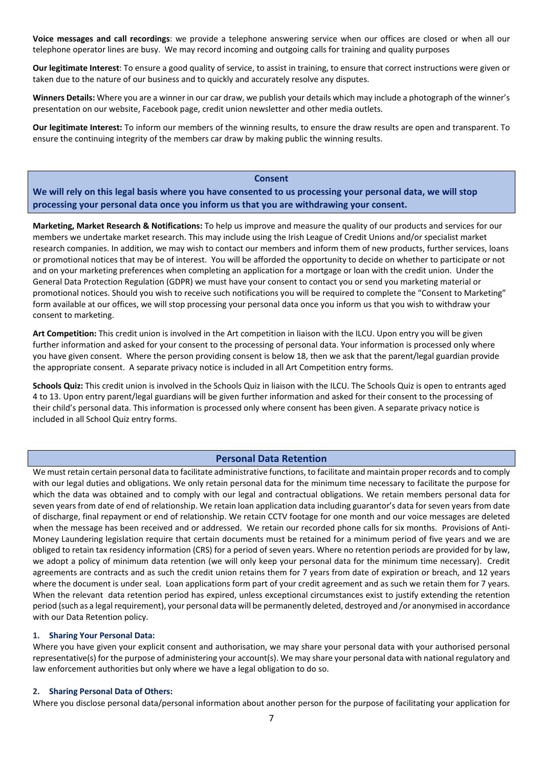**Voice messages and call recordings**: we provide a telephone answering service when our offices are closed or when all our telephone operator lines are busy. We may record incoming and outgoing calls for training and quality purposes

**Our legitimate Interest**: To ensure a good quality of service, to assist in training, to ensure that correct instructions were given or taken due to the nature of our business and to quickly and accurately resolve any disputes.

**Winners Details:** Where you are a winner in our car draw, we publish your details which may include a photograph of the winner's presentation on our website, Facebook page, credit union newsletter and other media outlets.

**Our legitimate Interest:** To inform our members of the winning results, to ensure the draw results are open and transparent. To ensure the continuing integrity of the members car draw by making public the winning results.

## Consent

**We will rely on this legal basis where you have consented to us processing your personal data, we will stop processing your personal data once you inform us that you are withdrawing your consent.**

**Marketing, Market Research & Notifications:** To help us improve and measure the quality of our products and services for our members we undertake market research. This may include using the Irish League of Credit Unions and/or specialist market research companies. In addition, we may wish to contact our members and inform them of new products, further services, loans or promotional notices that may be of interest. You will be afforded the opportunity to decide on whether to participate or not and on your marketing preferences when completing an application for a mortgage or loan with the credit union. Under the General Data Protection Regulation (GDPR) we must have your consent to contact you or send you marketing material or promotional notices. Should you wish to receive such notifications you will be required to complete the "Consent to Marketing" form available at our offices, we will stop processing your personal data once you inform us that you wish to withdraw your consent to marketing.

**Art Competition:** This credit union is involved in the Art competition in liaison with the ILCU. Upon entry you will be given further information and asked for your consent to the processing of personal data. Your information is processed only where you have given consent. Where the person providing consent is below 18, then we ask that the parent/legal guardian provide the appropriate consent. A separate privacy notice is included in all Art Competition entry forms.

**Schools Quiz:** This credit union is involved in the Schools Quiz in liaison with the ILCU. The Schools Quiz is open to entrants aged 4 to 13. Upon entry parent/legal guardians will be given further information and asked for their consent to the processing of their child's personal data. This information is processed only where consent has been given. A separate privacy notice is included in all School Quiz entry forms.

## Personal Data Retention

We must retain certain personal data to facilitate administrative functions, to facilitate and maintain proper records and to comply with our legal duties and obligations. We only retain personal data for the minimum time necessary to facilitate the purpose for which the data was obtained and to comply with our legal and contractual obligations. We retain members personal data for seven years from date of end of relationship. We retain loan application data including guarantor's data for seven years from date of discharge, final repayment or end of relationship. We retain CCTV footage for one month and our voice messages are deleted when the message has been received and or addressed. We retain our recorded phone calls for six months. Provisions of Anti-Money Laundering legislation require that certain documents must be retained for a minimum period of five years and we are obliged to retain tax residency information (CRS) for a period of seven years. Where no retention periods are provided for by law, we adopt a policy of minimum data retention (we will only keep your personal data for the minimum time necessary). Credit agreements are contracts and as such the credit union retains them for 7 years from date of expiration or breach, and 12 years where the document is under seal. Loan applications form part of your credit agreement and as such we retain them for 7 years. When the relevant data retention period has expired, unless exceptional circumstances exist to justify extending the retention period (such as a legal requirement), your personal data will be permanently deleted, destroyed and /or anonymised in accordance with our Data Retention policy.

### 1. Sharing Your Personal Data:

Where you have given your explicit consent and authorisation, we may share your personal data with your authorised personal representative(s) for the purpose of administering your account(s). We may share your personal data with national regulatory and law enforcement authorities but only where we have a legal obligation to do so.

### 2. Sharing Personal Data of Others:

Where you disclose personal data/personal information about another person for the purpose of facilitating your application for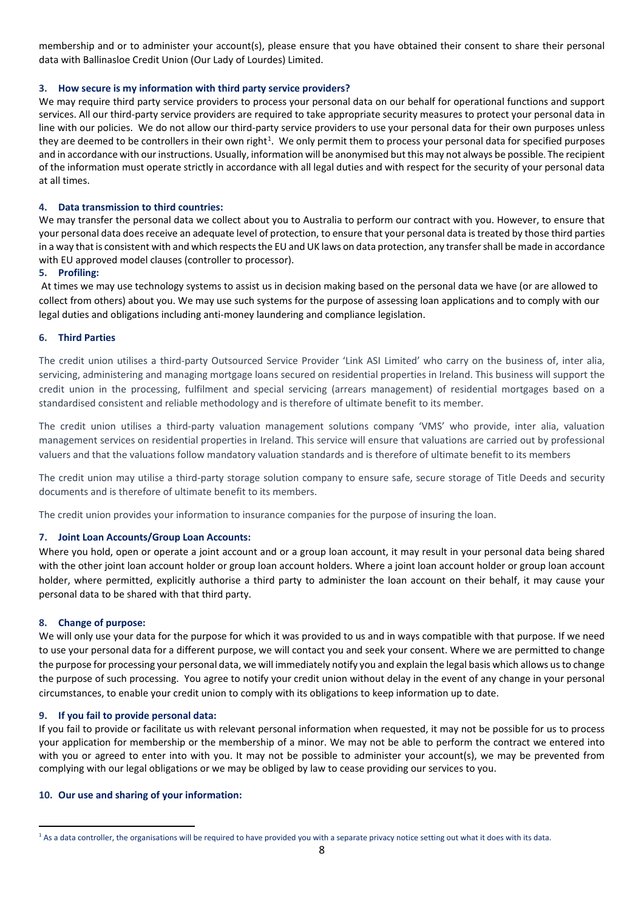membership and or to administer your account(s), please ensure that you have obtained their consent to share their personal data with Ballinasloe Credit Union (Our Lady of Lourdes) Limited.

**3. How secure is my information with third party service providers?**

We may require third party service providers to process your personal data on our behalf for operational functions and support services. All our third-party service providers are required to take appropriate security measures to protect your personal data in line with our policies. We do not allow our third-party service providers to use your personal data for their own purposes unless they are deemed to be controllers in their own right[1]. We only permit them to process your personal data for specified purposes and in accordance with our instructions. Usually, information will be anonymised but this may not always be possible. The recipient of the information must operate strictly in accordance with all legal duties and with respect for the security of your personal data at all times.

**4. Data transmission to third countries:**

We may transfer the personal data we collect about you to Australia to perform our contract with you. However, to ensure that your personal data does receive an adequate level of protection, to ensure that your personal data is treated by those third parties in a way that is consistent with and which respects the EU and UK laws on data protection, any transfer shall be made in accordance with EU approved model clauses (controller to processor).

**5. Profiling:**

At times we may use technology systems to assist us in decision making based on the personal data we have (or are allowed to collect from others) about you. We may use such systems for the purpose of assessing loan applications and to comply with our legal duties and obligations including anti-money laundering and compliance legislation.

**6. Third Parties**

The credit union utilises a third-party Outsourced Service Provider 'Link ASI Limited' who carry on the business of, inter alia, servicing, administering and managing mortgage loans secured on residential properties in Ireland. This business will support the credit union in the processing, fulfilment and special servicing (arrears management) of residential mortgages based on a standardised consistent and reliable methodology and is therefore of ultimate benefit to its member.

The credit union utilises a third-party valuation management solutions company 'VMS' who provide, inter alia, valuation management services on residential properties in Ireland. This service will ensure that valuations are carried out by professional valuers and that the valuations follow mandatory valuation standards and is therefore of ultimate benefit to its members

The credit union may utilise a third-party storage solution company to ensure safe, secure storage of Title Deeds and security documents and is therefore of ultimate benefit to its members.

The credit union provides your information to insurance companies for the purpose of insuring the loan.

**7. Joint Loan Accounts/Group Loan Accounts:**

Where you hold, open or operate a joint account and or a group loan account, it may result in your personal data being shared with the other joint loan account holder or group loan account holders. Where a joint loan account holder or group loan account holder, where permitted, explicitly authorise a third party to administer the loan account on their behalf, it may cause your personal data to be shared with that third party.

**8. Change of purpose:**

We will only use your data for the purpose for which it was provided to us and in ways compatible with that purpose. If we need to use your personal data for a different purpose, we will contact you and seek your consent. Where we are permitted to change the purpose for processing your personal data, we will immediately notify you and explain the legal basis which allows us to change the purpose of such processing. You agree to notify your credit union without delay in the event of any change in your personal circumstances, to enable your credit union to comply with its obligations to keep information up to date.

**9. If you fail to provide personal data:**

If you fail to provide or facilitate us with relevant personal information when requested, it may not be possible for us to process your application for membership or the membership of a minor. We may not be able to perform the contract we entered into with you or agreed to enter into with you. It may not be possible to administer your account(s), we may be prevented from complying with our legal obligations or we may be obliged by law to cease providing our services to you.

**10. Our use and sharing of your information:**

[1] As a data controller, the organisations will be required to have provided you with a separate privacy notice setting out what it does with its data.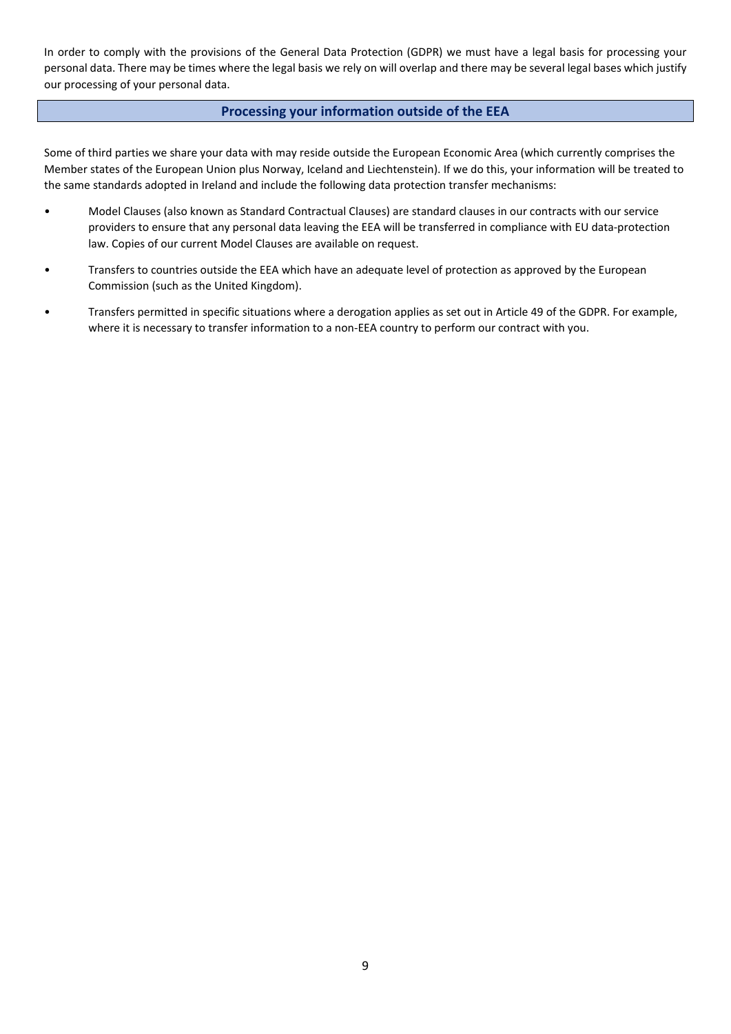In order to comply with the provisions of the General Data Protection (GDPR) we must have a legal basis for processing your personal data. There may be times where the legal basis we rely on will overlap and there may be several legal bases which justify our processing of your personal data.

## Processing your information outside of the EEA

Some of third parties we share your data with may reside outside the European Economic Area (which currently comprises the Member states of the European Union plus Norway, Iceland and Liechtenstein). If we do this, your information will be treated to the same standards adopted in Ireland and include the following data protection transfer mechanisms:

- Model Clauses (also known as Standard Contractual Clauses) are standard clauses in our contracts with our service providers to ensure that any personal data leaving the EEA will be transferred in compliance with EU data-protection law. Copies of our current Model Clauses are available on request.
- Transfers to countries outside the EEA which have an adequate level of protection as approved by the European Commission (such as the United Kingdom).
- Transfers permitted in specific situations where a derogation applies as set out in Article 49 of the GDPR. For example, where it is necessary to transfer information to a non-EEA country to perform our contract with you.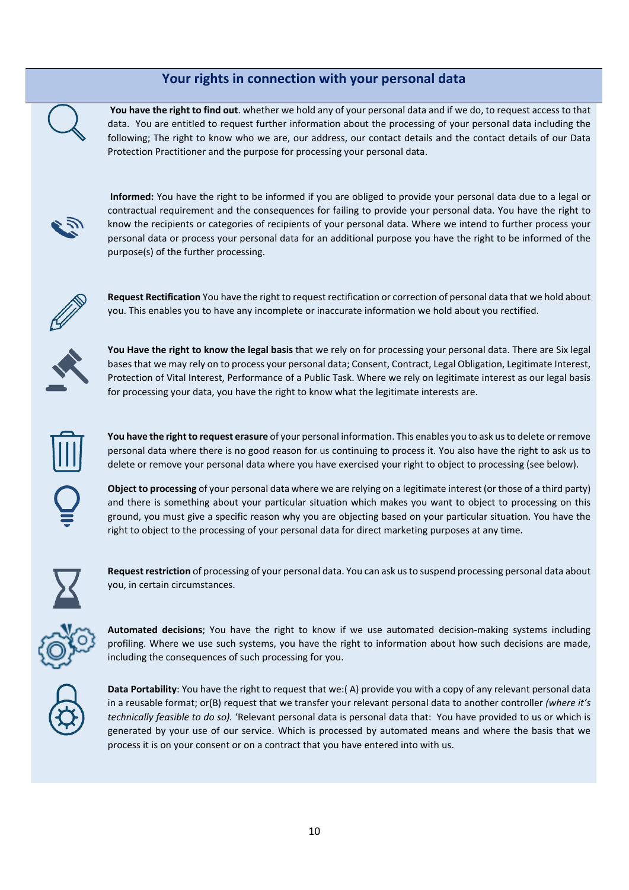## Your rights in connection with your personal data

**You have the right to find out**. whether we hold any of your personal data and if we do, to request access to that data. You are entitled to request further information about the processing of your personal data including the following; The right to know who we are, our address, our contact details and the contact details of our Data Protection Practitioner and the purpose for processing your personal data.

**Informed:** You have the right to be informed if you are obliged to provide your personal data due to a legal or contractual requirement and the consequences for failing to provide your personal data. You have the right to know the recipients or categories of recipients of your personal data. Where we intend to further process your personal data or process your personal data for an additional purpose you have the right to be informed of the purpose(s) of the further processing.

**Request Rectification** You have the right to request rectification or correction of personal data that we hold about you. This enables you to have any incomplete or inaccurate information we hold about you rectified.

**You Have the right to know the legal basis** that we rely on for processing your personal data. There are Six legal bases that we may rely on to process your personal data; Consent, Contract, Legal Obligation, Legitimate Interest, Protection of Vital Interest, Performance of a Public Task. Where we rely on legitimate interest as our legal basis for processing your data, you have the right to know what the legitimate interests are.

**You have the right to request erasure** of your personal information. This enables you to ask us to delete or remove personal data where there is no good reason for us continuing to process it. You also have the right to ask us to delete or remove your personal data where you have exercised your right to object to processing (see below).

**Object to processing** of your personal data where we are relying on a legitimate interest (or those of a third party) and there is something about your particular situation which makes you want to object to processing on this ground, you must give a specific reason why you are objecting based on your particular situation. You have the right to object to the processing of your personal data for direct marketing purposes at any time.

**Request restriction** of processing of your personal data. You can ask us to suspend processing personal data about you, in certain circumstances.

**Automated decisions**; You have the right to know if we use automated decision-making systems including profiling. Where we use such systems, you have the right to information about how such decisions are made, including the consequences of such processing for you.

**Data Portability**: You have the right to request that we:( A) provide you with a copy of any relevant personal data in a reusable format; or(B) request that we transfer your relevant personal data to another controller *(where it's technically feasible to do so).* 'Relevant personal data is personal data that: You have provided to us or which is generated by your use of our service. Which is processed by automated means and where the basis that we process it is on your consent or on a contract that you have entered into with us.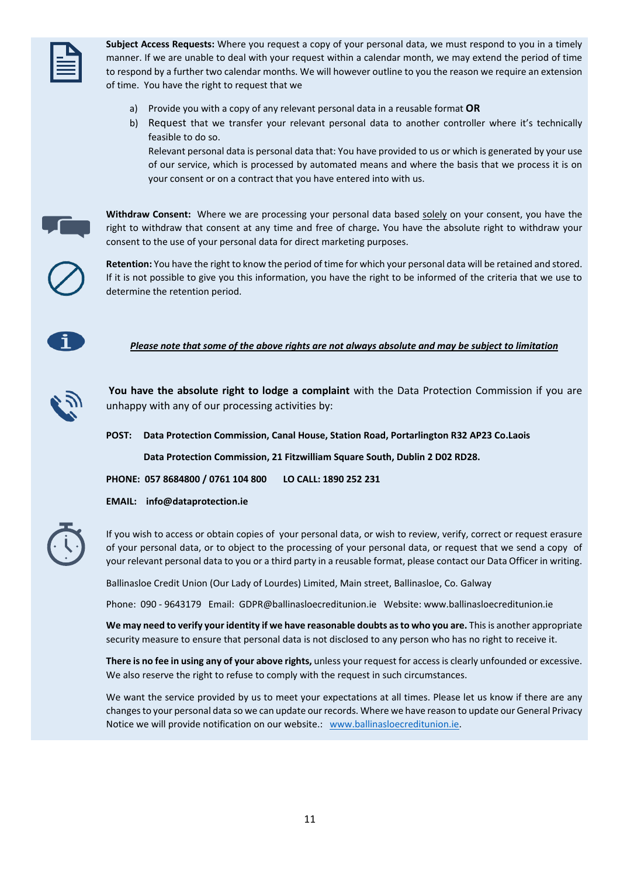**Subject Access Requests:** Where you request a copy of your personal data, we must respond to you in a timely manner. If we are unable to deal with your request within a calendar month, we may extend the period of time to respond by a further two calendar months. We will however outline to you the reason we require an extension of time. You have the right to request that we

a) Provide you with a copy of any relevant personal data in a reusable format **OR**
b) Request that we transfer your relevant personal data to another controller where it's technically feasible to do so.
   Relevant personal data is personal data that: You have provided to us or which is generated by your use of our service, which is processed by automated means and where the basis that we process it is on your consent or on a contract that you have entered into with us.

**Withdraw Consent:** Where we are processing your personal data based solely on your consent, you have the right to withdraw that consent at any time and free of charge**.** You have the absolute right to withdraw your consent to the use of your personal data for direct marketing purposes.

**Retention:** You have the right to know the period of time for which your personal data will be retained and stored. If it is not possible to give you this information, you have the right to be informed of the criteria that we use to determine the retention period.

***Please note that some of the above rights are not always absolute and may be subject to limitation***

**You have the absolute right to lodge a complaint** with the Data Protection Commission if you are unhappy with any of our processing activities by:

**POST: Data Protection Commission, Canal House, Station Road, Portarlington R32 AP23 Co.Laois**

**Data Protection Commission, 21 Fitzwilliam Square South, Dublin 2 D02 RD28.**

**PHONE: 057 8684800 / 0761 104 800 LO CALL: 1890 252 231**

**EMAIL: info@dataprotection.ie**

If you wish to access or obtain copies of your personal data, or wish to review, verify, correct or request erasure of your personal data, or to object to the processing of your personal data, or request that we send a copy of your relevant personal data to you or a third party in a reusable format, please contact our Data Officer in writing.

Ballinasloe Credit Union (Our Lady of Lourdes) Limited, Main street, Ballinasloe, Co. Galway

Phone: 090 - 9643179 Email: GDPR@ballinasloecreditunion.ie Website: www.ballinasloecreditunion.ie

**We may need to verify your identity if we have reasonable doubts as to who you are.** This is another appropriate security measure to ensure that personal data is not disclosed to any person who has no right to receive it.

**There is no fee in using any of your above rights,** unless your request for access is clearly unfounded or excessive. We also reserve the right to refuse to comply with the request in such circumstances.

We want the service provided by us to meet your expectations at all times. Please let us know if there are any changes to your personal data so we can update our records. Where we have reason to update our General Privacy Notice we will provide notification on our website.: www.ballinasloecreditunion.ie.